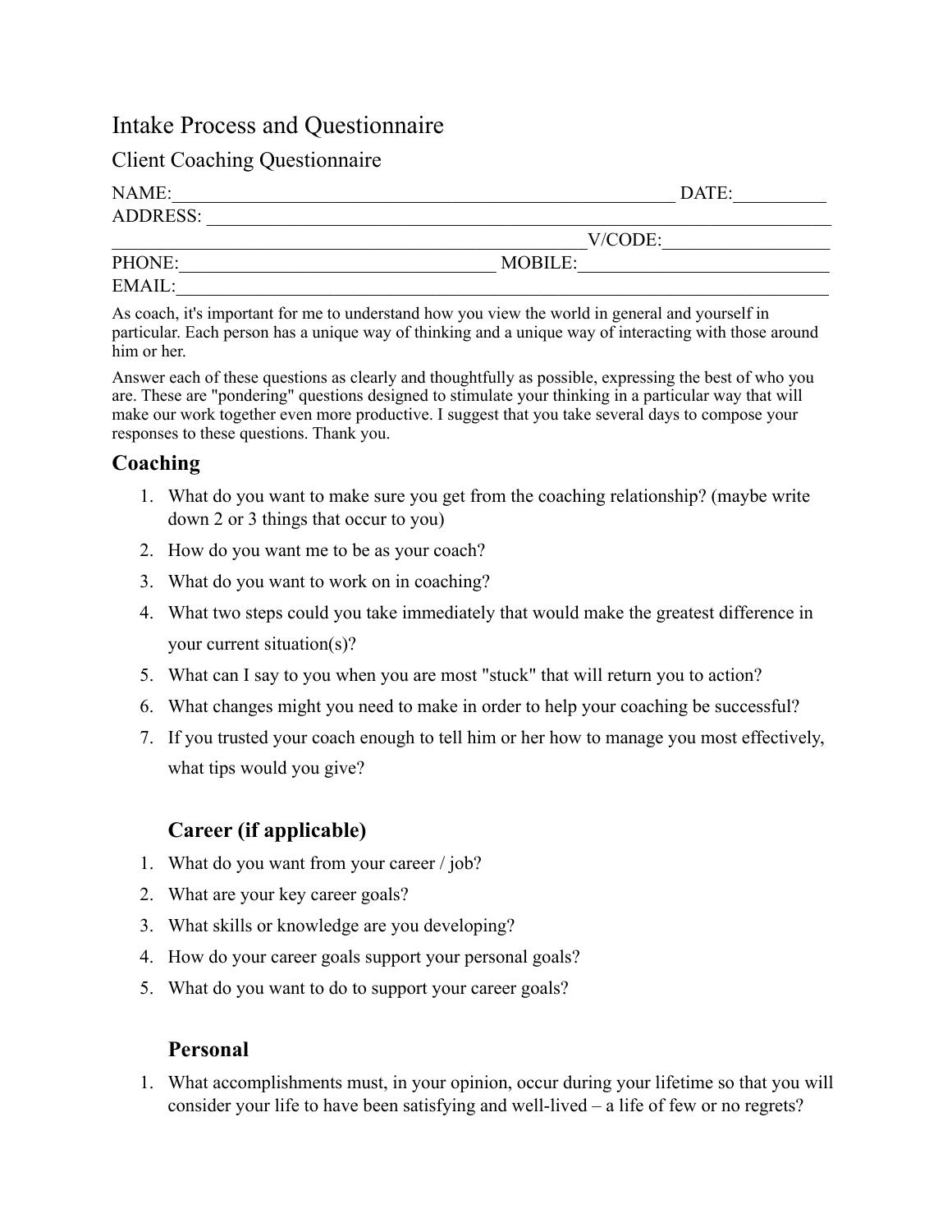# Intake Process and Questionnaire

## Client Coaching Questionnaire

NAME:\_\_\_\_\_\_\_\_\_\_\_\_\_\_\_\_\_\_\_\_\_\_\_\_\_\_\_\_\_\_\_\_\_\_\_\_\_\_\_\_\_\_\_\_\_\_\_\_\_\_\_\_\_\_\_ DATE:\_\_\_\_\_\_\_\_\_\_

ADDRESS: \_\_\_\_\_\_\_\_\_\_\_\_\_\_\_\_\_\_\_\_\_\_\_\_\_\_\_\_\_\_\_\_\_\_\_\_\_\_\_\_\_\_\_\_\_\_\_\_\_\_\_\_\_\_\_\_\_\_\_\_\_\_\_\_\_\_\_\_\_

\_\_\_\_\_\_\_\_\_\_\_\_\_\_\_\_\_\_\_\_\_\_\_\_\_\_\_\_\_\_\_\_\_\_\_\_\_\_\_\_\_\_\_\_\_\_\_\_\_\_\_\_\_\_\_V/CODE:\_\_\_\_\_\_\_\_\_\_\_\_\_\_\_\_\_\_

PHONE:\_\_\_\_\_\_\_\_\_\_\_\_\_\_\_\_\_\_\_\_\_\_\_\_\_\_\_\_\_\_\_\_\_\_ MOBILE:\_\_\_\_\_\_\_\_\_\_\_\_\_\_\_\_\_\_\_\_\_\_\_\_\_\_\_

EMAIL:\_\_\_\_\_\_\_\_\_\_\_\_\_\_\_\_\_\_\_\_\_\_\_\_\_\_\_\_\_\_\_\_\_\_\_\_\_\_\_\_\_\_\_\_\_\_\_\_\_\_\_\_\_\_\_\_\_\_\_\_\_\_\_\_\_\_\_\_\_\_\_\_\_

As coach, it's important for me to understand how you view the world in general and yourself in particular. Each person has a unique way of thinking and a unique way of interacting with those around him or her.

Answer each of these questions as clearly and thoughtfully as possible, expressing the best of who you are. These are "pondering" questions designed to stimulate your thinking in a particular way that will make our work together even more productive. I suggest that you take several days to compose your responses to these questions. Thank you.

### Coaching

1. What do you want to make sure you get from the coaching relationship? (maybe write down 2 or 3 things that occur to you)
2. How do you want me to be as your coach?
3. What do you want to work on in coaching?
4. What two steps could you take immediately that would make the greatest difference in your current situation(s)?
5. What can I say to you when you are most "stuck" that will return you to action?
6. What changes might you need to make in order to help your coaching be successful?
7. If you trusted your coach enough to tell him or her how to manage you most effectively, what tips would you give?

### Career (if applicable)

1. What do you want from your career / job?
2. What are your key career goals?
3. What skills or knowledge are you developing?
4. How do your career goals support your personal goals?
5. What do you want to do to support your career goals?

### Personal

1. What accomplishments must, in your opinion, occur during your lifetime so that you will consider your life to have been satisfying and well-lived – a life of few or no regrets?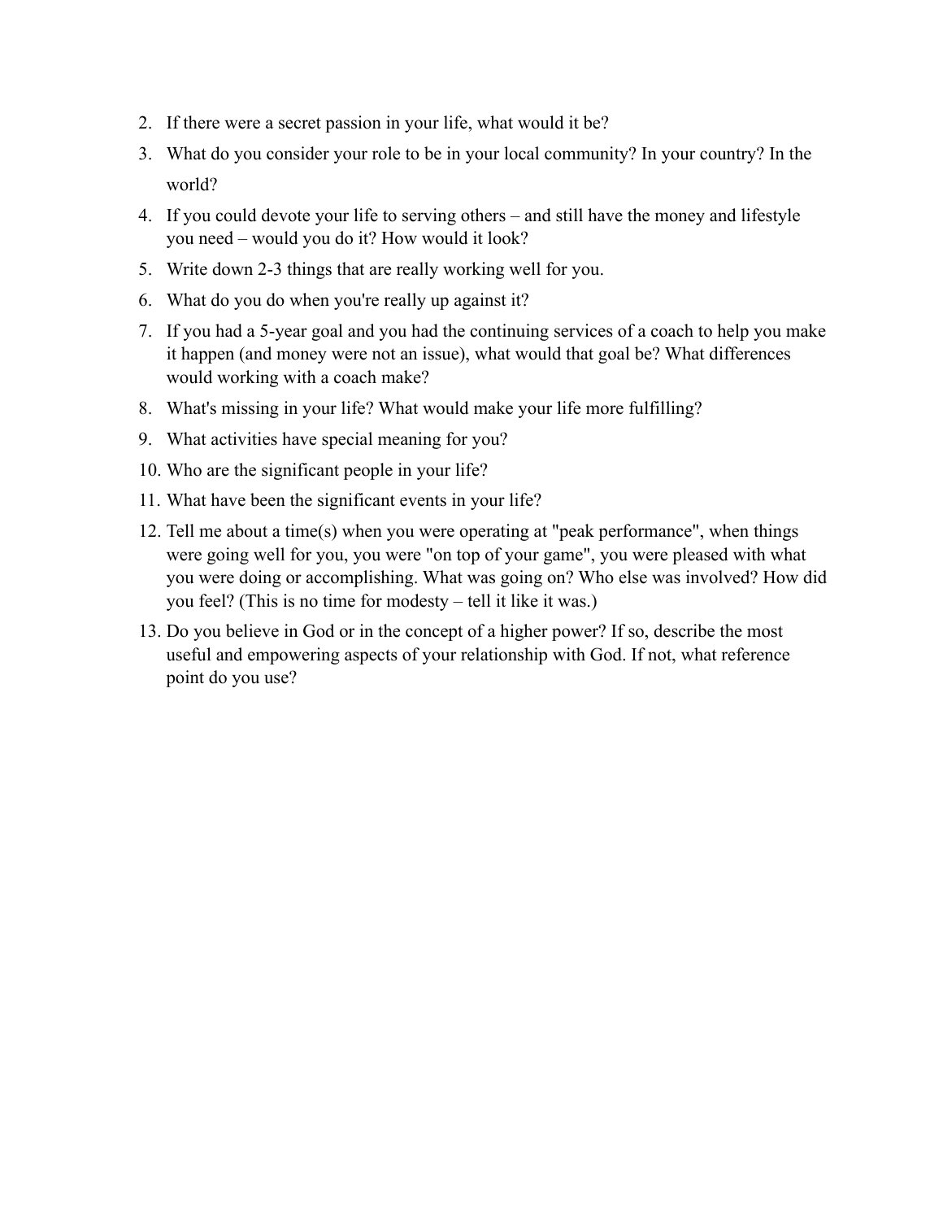2. If there were a secret passion in your life, what would it be?
3. What do you consider your role to be in your local community? In your country? In the world?
4. If you could devote your life to serving others – and still have the money and lifestyle you need – would you do it? How would it look?
5. Write down 2-3 things that are really working well for you.
6. What do you do when you're really up against it?
7. If you had a 5-year goal and you had the continuing services of a coach to help you make it happen (and money were not an issue), what would that goal be? What differences would working with a coach make?
8. What's missing in your life? What would make your life more fulfilling?
9. What activities have special meaning for you?
10. Who are the significant people in your life?
11. What have been the significant events in your life?
12. Tell me about a time(s) when you were operating at "peak performance", when things were going well for you, you were "on top of your game", you were pleased with what you were doing or accomplishing. What was going on? Who else was involved? How did you feel? (This is no time for modesty – tell it like it was.)
13. Do you believe in God or in the concept of a higher power? If so, describe the most useful and empowering aspects of your relationship with God. If not, what reference point do you use?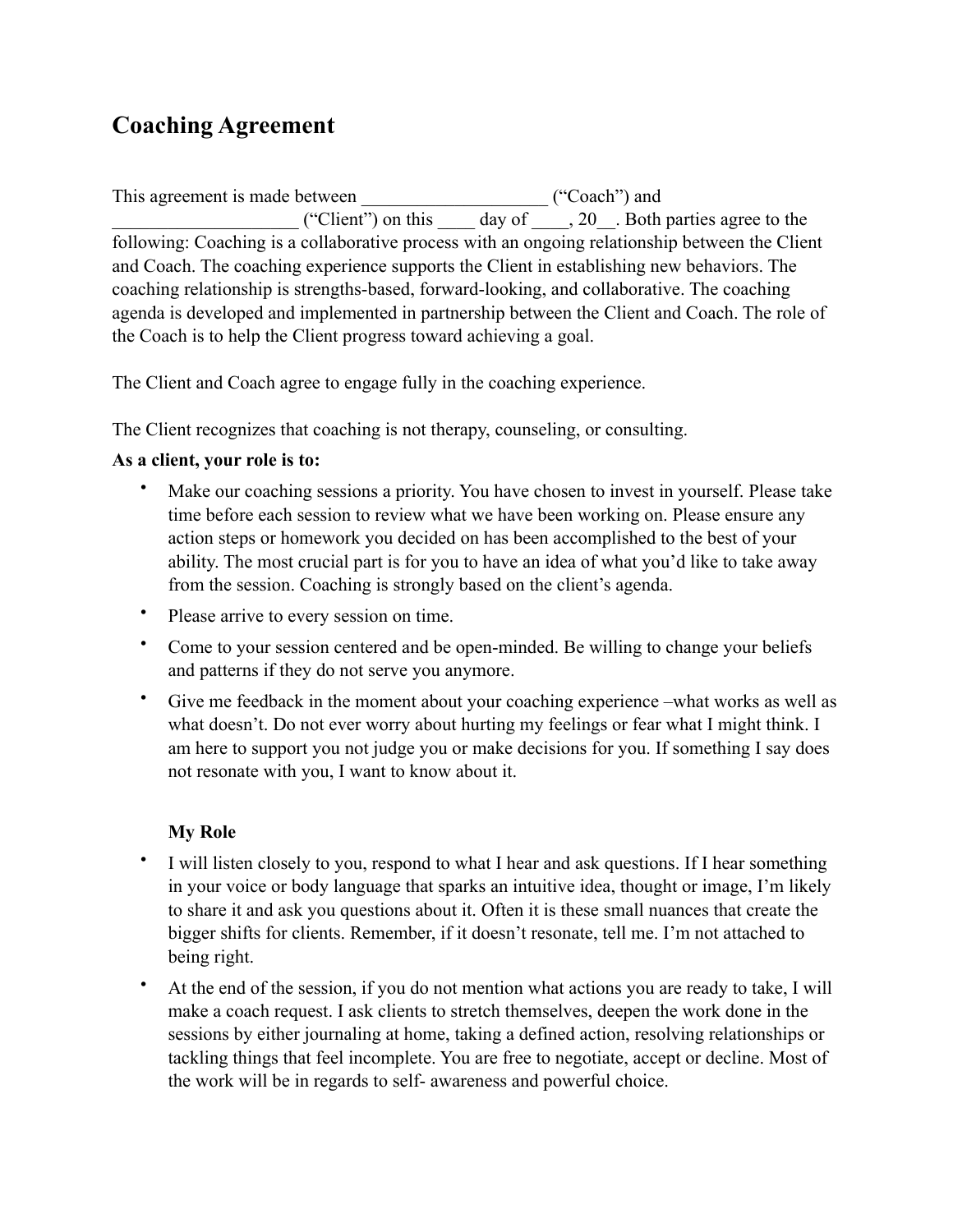# Coaching Agreement

This agreement is made between ____________________ ("Coach") and ____________________ ("Client") on this ____ day of ____, 20__. Both parties agree to the following: Coaching is a collaborative process with an ongoing relationship between the Client and Coach. The coaching experience supports the Client in establishing new behaviors. The coaching relationship is strengths-based, forward-looking, and collaborative. The coaching agenda is developed and implemented in partnership between the Client and Coach. The role of the Coach is to help the Client progress toward achieving a goal.

The Client and Coach agree to engage fully in the coaching experience.

The Client recognizes that coaching is not therapy, counseling, or consulting.

**As a client, your role is to:**

- Make our coaching sessions a priority. You have chosen to invest in yourself. Please take time before each session to review what we have been working on. Please ensure any action steps or homework you decided on has been accomplished to the best of your ability. The most crucial part is for you to have an idea of what you'd like to take away from the session. Coaching is strongly based on the client's agenda.
- Please arrive to every session on time.
- Come to your session centered and be open-minded. Be willing to change your beliefs and patterns if they do not serve you anymore.
- Give me feedback in the moment about your coaching experience –what works as well as what doesn't. Do not ever worry about hurting my feelings or fear what I might think. I am here to support you not judge you or make decisions for you. If something I say does not resonate with you, I want to know about it.

**My Role**

- I will listen closely to you, respond to what I hear and ask questions. If I hear something in your voice or body language that sparks an intuitive idea, thought or image, I'm likely to share it and ask you questions about it. Often it is these small nuances that create the bigger shifts for clients. Remember, if it doesn't resonate, tell me. I'm not attached to being right.
- At the end of the session, if you do not mention what actions you are ready to take, I will make a coach request. I ask clients to stretch themselves, deepen the work done in the sessions by either journaling at home, taking a defined action, resolving relationships or tackling things that feel incomplete. You are free to negotiate, accept or decline. Most of the work will be in regards to self- awareness and powerful choice.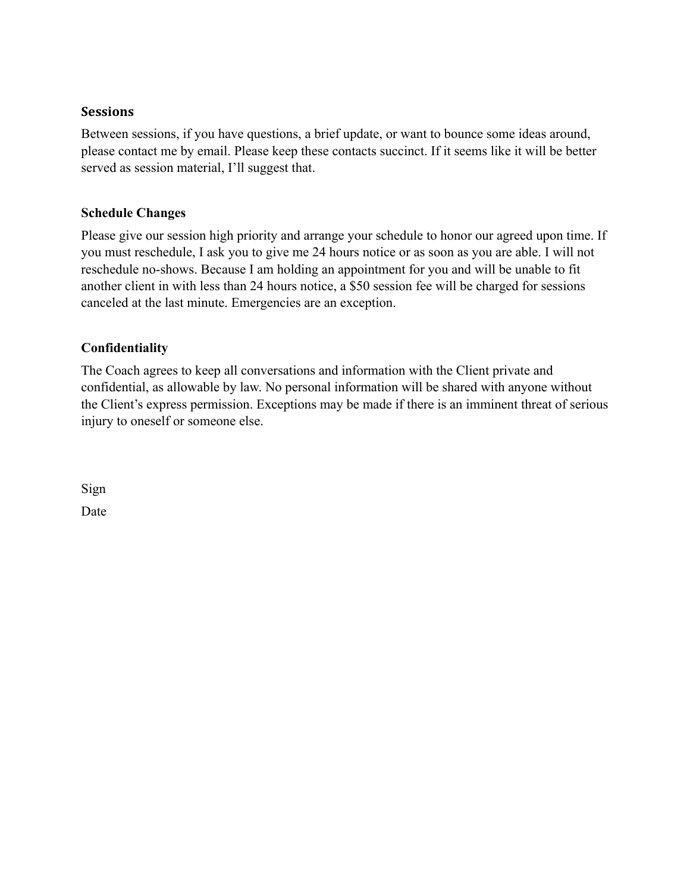### Sessions

Between sessions, if you have questions, a brief update, or want to bounce some ideas around, please contact me by email. Please keep these contacts succinct. If it seems like it will be better served as session material, I'll suggest that.

### Schedule Changes

Please give our session high priority and arrange your schedule to honor our agreed upon time. If you must reschedule, I ask you to give me 24 hours notice or as soon as you are able. I will not reschedule no-shows. Because I am holding an appointment for you and will be unable to fit another client in with less than 24 hours notice, a $50 session fee will be charged for sessions canceled at the last minute. Emergencies are an exception.

### Confidentiality

The Coach agrees to keep all conversations and information with the Client private and confidential, as allowable by law. No personal information will be shared with anyone without the Client's express permission. Exceptions may be made if there is an imminent threat of serious injury to oneself or someone else.

Sign

Date